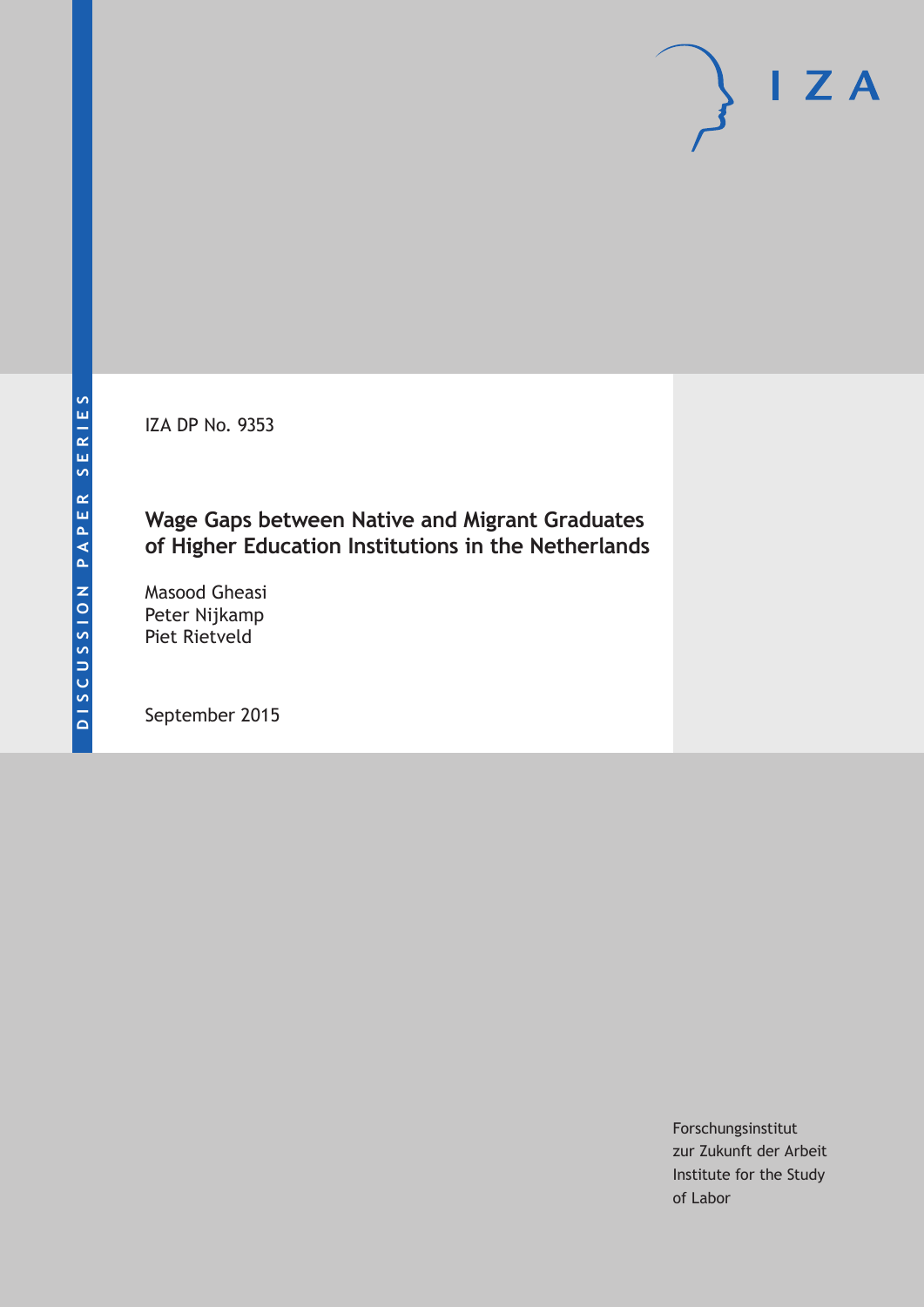DISCUSSION PAPER SERIES

IZA DP No. 9353

# Wage Gaps between Native and Migrant Graduates of Higher Education Institutions in the Netherlands

Masood Gheasi
Peter Nijkamp
Piet Rietveld

September 2015

Forschungsinstitut
zur Zukunft der Arbeit
Institute for the Study
of Labor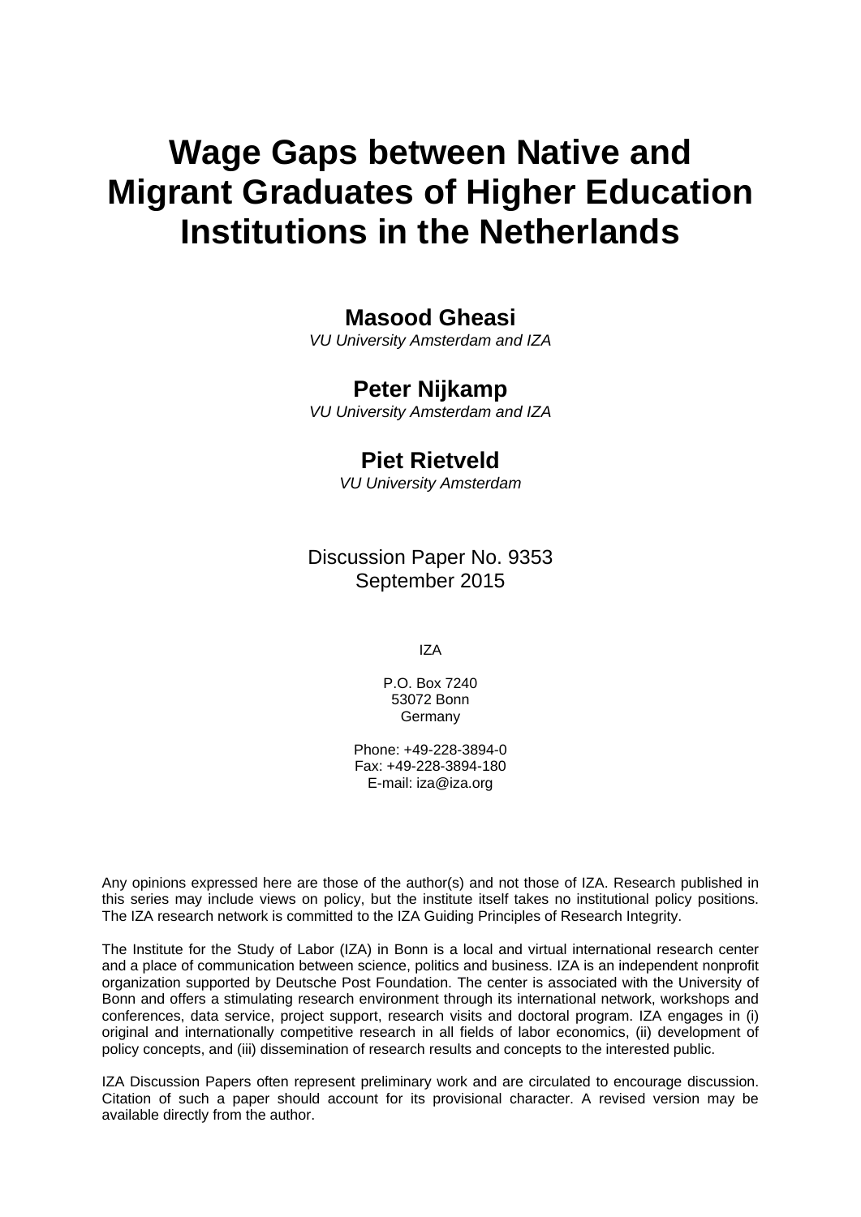# Wage Gaps between Native and Migrant Graduates of Higher Education Institutions in the Netherlands

**Masood Gheasi**
*VU University Amsterdam and IZA*

**Peter Nijkamp**
*VU University Amsterdam and IZA*

**Piet Rietveld**
*VU University Amsterdam*

Discussion Paper No. 9353
September 2015

IZA

P.O. Box 7240
53072 Bonn
Germany

Phone: +49-228-3894-0
Fax: +49-228-3894-180
E-mail: iza@iza.org

Any opinions expressed here are those of the author(s) and not those of IZA. Research published in this series may include views on policy, but the institute itself takes no institutional policy positions. The IZA research network is committed to the IZA Guiding Principles of Research Integrity.

The Institute for the Study of Labor (IZA) in Bonn is a local and virtual international research center and a place of communication between science, politics and business. IZA is an independent nonprofit organization supported by Deutsche Post Foundation. The center is associated with the University of Bonn and offers a stimulating research environment through its international network, workshops and conferences, data service, project support, research visits and doctoral program. IZA engages in (i) original and internationally competitive research in all fields of labor economics, (ii) development of policy concepts, and (iii) dissemination of research results and concepts to the interested public.

IZA Discussion Papers often represent preliminary work and are circulated to encourage discussion. Citation of such a paper should account for its provisional character. A revised version may be available directly from the author.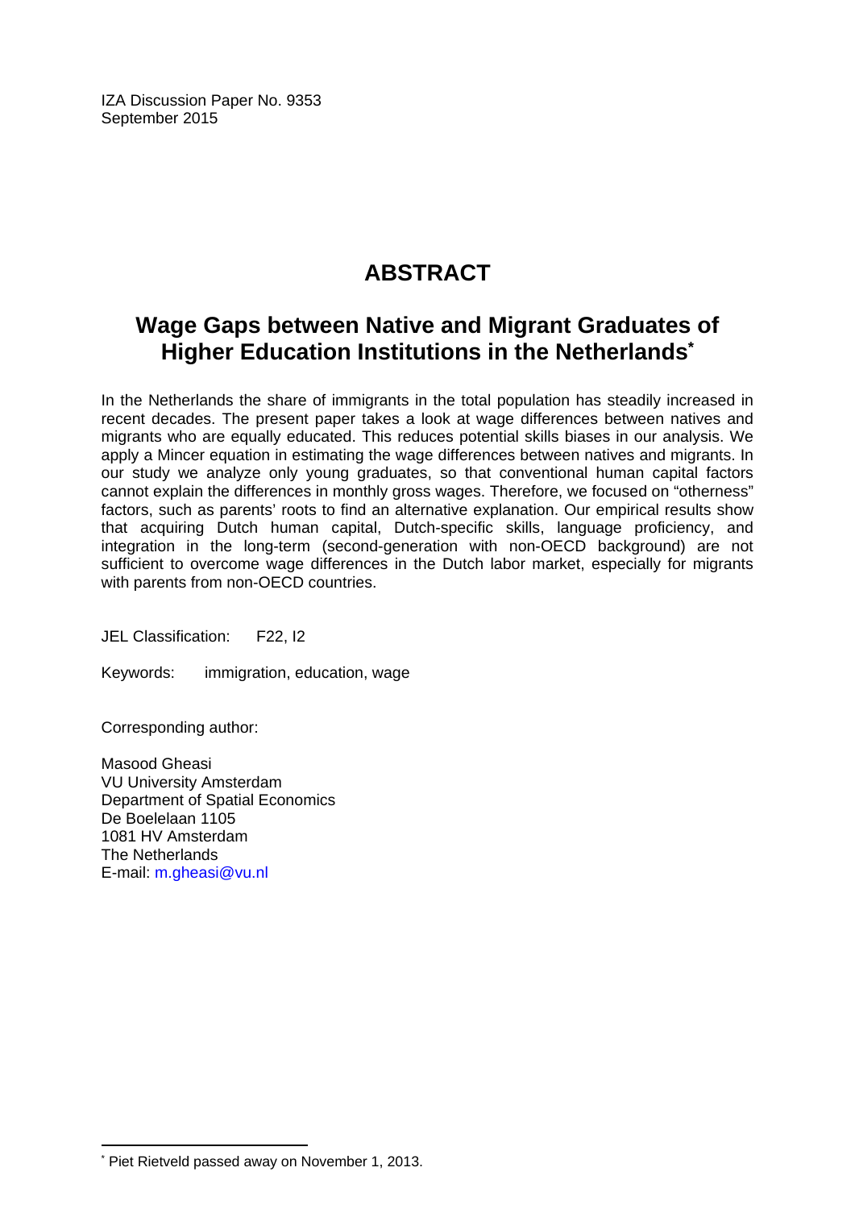IZA Discussion Paper No. 9353
September 2015

# ABSTRACT

## Wage Gaps between Native and Migrant Graduates of Higher Education Institutions in the Netherlands*

In the Netherlands the share of immigrants in the total population has steadily increased in recent decades. The present paper takes a look at wage differences between natives and migrants who are equally educated. This reduces potential skills biases in our analysis. We apply a Mincer equation in estimating the wage differences between natives and migrants. In our study we analyze only young graduates, so that conventional human capital factors cannot explain the differences in monthly gross wages. Therefore, we focused on "otherness" factors, such as parents' roots to find an alternative explanation. Our empirical results show that acquiring Dutch human capital, Dutch-specific skills, language proficiency, and integration in the long-term (second-generation with non-OECD background) are not sufficient to overcome wage differences in the Dutch labor market, especially for migrants with parents from non-OECD countries.

JEL Classification: F22, I2

Keywords: immigration, education, wage

Corresponding author:

Masood Gheasi
VU University Amsterdam
Department of Spatial Economics
De Boelelaan 1105
1081 HV Amsterdam
The Netherlands
E-mail: m.gheasi@vu.nl

* Piet Rietveld passed away on November 1, 2013.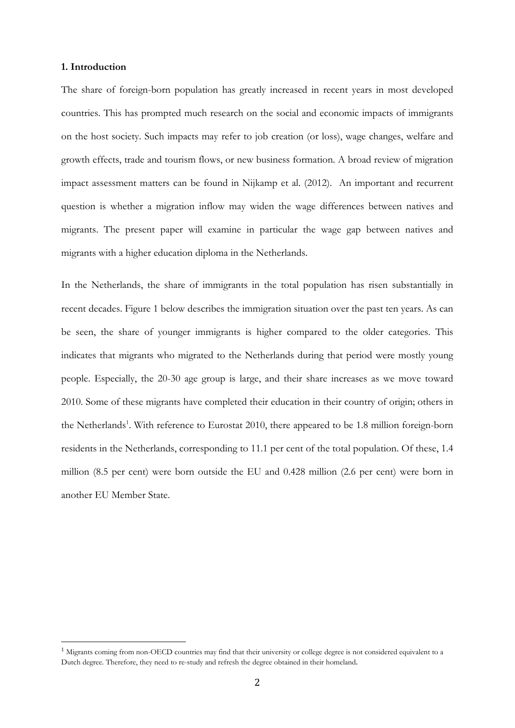**1. Introduction**

The share of foreign-born population has greatly increased in recent years in most developed countries. This has prompted much research on the social and economic impacts of immigrants on the host society. Such impacts may refer to job creation (or loss), wage changes, welfare and growth effects, trade and tourism flows, or new business formation. A broad review of migration impact assessment matters can be found in Nijkamp et al. (2012). An important and recurrent question is whether a migration inflow may widen the wage differences between natives and migrants. The present paper will examine in particular the wage gap between natives and migrants with a higher education diploma in the Netherlands.

In the Netherlands, the share of immigrants in the total population has risen substantially in recent decades. Figure 1 below describes the immigration situation over the past ten years. As can be seen, the share of younger immigrants is higher compared to the older categories. This indicates that migrants who migrated to the Netherlands during that period were mostly young people. Especially, the 20-30 age group is large, and their share increases as we move toward 2010. Some of these migrants have completed their education in their country of origin; others in the Netherlands[1]. With reference to Eurostat 2010, there appeared to be 1.8 million foreign-born residents in the Netherlands, corresponding to 11.1 per cent of the total population. Of these, 1.4 million (8.5 per cent) were born outside the EU and 0.428 million (2.6 per cent) were born in another EU Member State.

[1] Migrants coming from non-OECD countries may find that their university or college degree is not considered equivalent to a Dutch degree. Therefore, they need to re-study and refresh the degree obtained in their homeland.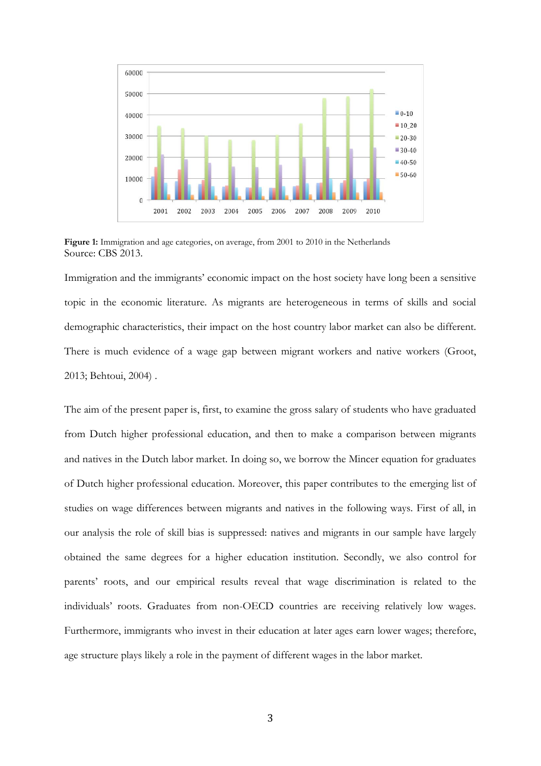**Figure 1:** Immigration and age categories, on average, from 2001 to 2010 in the Netherlands
Source: CBS 2013.

Immigration and the immigrants' economic impact on the host society have long been a sensitive topic in the economic literature. As migrants are heterogeneous in terms of skills and social demographic characteristics, their impact on the host country labor market can also be different. There is much evidence of a wage gap between migrant workers and native workers (Groot, 2013; Behtoui, 2004) .

The aim of the present paper is, first, to examine the gross salary of students who have graduated from Dutch higher professional education, and then to make a comparison between migrants and natives in the Dutch labor market. In doing so, we borrow the Mincer equation for graduates of Dutch higher professional education. Moreover, this paper contributes to the emerging list of studies on wage differences between migrants and natives in the following ways. First of all, in our analysis the role of skill bias is suppressed: natives and migrants in our sample have largely obtained the same degrees for a higher education institution. Secondly, we also control for parents' roots, and our empirical results reveal that wage discrimination is related to the individuals' roots. Graduates from non-OECD countries are receiving relatively low wages. Furthermore, immigrants who invest in their education at later ages earn lower wages; therefore, age structure plays likely a role in the payment of different wages in the labor market.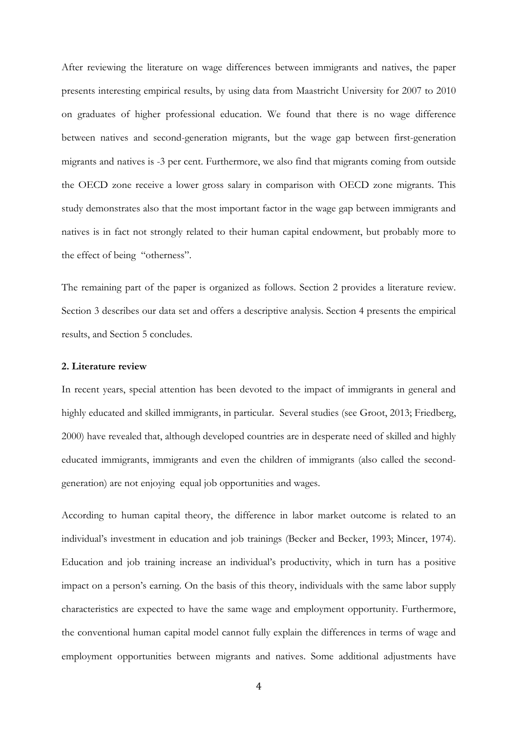After reviewing the literature on wage differences between immigrants and natives, the paper presents interesting empirical results, by using data from Maastricht University for 2007 to 2010 on graduates of higher professional education. We found that there is no wage difference between natives and second-generation migrants, but the wage gap between first-generation migrants and natives is -3 per cent. Furthermore, we also find that migrants coming from outside the OECD zone receive a lower gross salary in comparison with OECD zone migrants. This study demonstrates also that the most important factor in the wage gap between immigrants and natives is in fact not strongly related to their human capital endowment, but probably more to the effect of being "otherness".

The remaining part of the paper is organized as follows. Section 2 provides a literature review. Section 3 describes our data set and offers a descriptive analysis. Section 4 presents the empirical results, and Section 5 concludes.

## 2. Literature review

In recent years, special attention has been devoted to the impact of immigrants in general and highly educated and skilled immigrants, in particular. Several studies (see Groot, 2013; Friedberg, 2000) have revealed that, although developed countries are in desperate need of skilled and highly educated immigrants, immigrants and even the children of immigrants (also called the second-generation) are not enjoying equal job opportunities and wages.

According to human capital theory, the difference in labor market outcome is related to an individual's investment in education and job trainings (Becker and Becker, 1993; Mincer, 1974). Education and job training increase an individual's productivity, which in turn has a positive impact on a person's earning. On the basis of this theory, individuals with the same labor supply characteristics are expected to have the same wage and employment opportunity. Furthermore, the conventional human capital model cannot fully explain the differences in terms of wage and employment opportunities between migrants and natives. Some additional adjustments have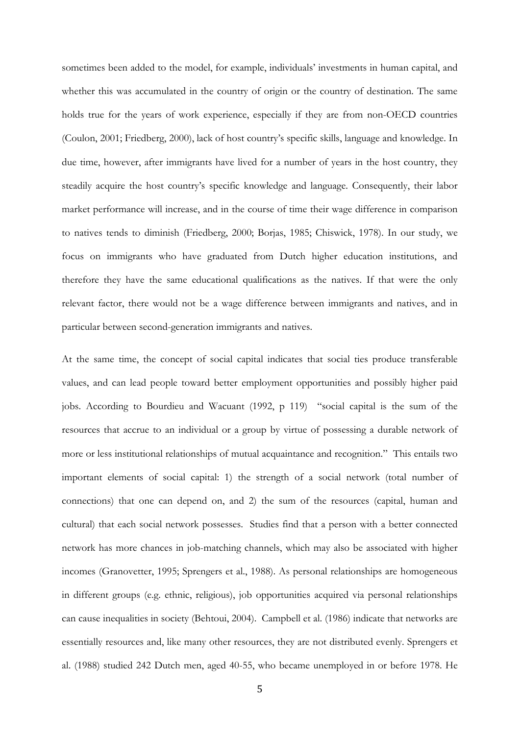sometimes been added to the model, for example, individuals' investments in human capital, and whether this was accumulated in the country of origin or the country of destination. The same holds true for the years of work experience, especially if they are from non-OECD countries (Coulon, 2001; Friedberg, 2000), lack of host country's specific skills, language and knowledge. In due time, however, after immigrants have lived for a number of years in the host country, they steadily acquire the host country's specific knowledge and language. Consequently, their labor market performance will increase, and in the course of time their wage difference in comparison to natives tends to diminish (Friedberg, 2000; Borjas, 1985; Chiswick, 1978). In our study, we focus on immigrants who have graduated from Dutch higher education institutions, and therefore they have the same educational qualifications as the natives. If that were the only relevant factor, there would not be a wage difference between immigrants and natives, and in particular between second-generation immigrants and natives.

At the same time, the concept of social capital indicates that social ties produce transferable values, and can lead people toward better employment opportunities and possibly higher paid jobs. According to Bourdieu and Wacuant (1992, p 119) "social capital is the sum of the resources that accrue to an individual or a group by virtue of possessing a durable network of more or less institutional relationships of mutual acquaintance and recognition." This entails two important elements of social capital: 1) the strength of a social network (total number of connections) that one can depend on, and 2) the sum of the resources (capital, human and cultural) that each social network possesses. Studies find that a person with a better connected network has more chances in job-matching channels, which may also be associated with higher incomes (Granovetter, 1995; Sprengers et al., 1988). As personal relationships are homogeneous in different groups (e.g. ethnic, religious), job opportunities acquired via personal relationships can cause inequalities in society (Behtoui, 2004). Campbell et al. (1986) indicate that networks are essentially resources and, like many other resources, they are not distributed evenly. Sprengers et al. (1988) studied 242 Dutch men, aged 40-55, who became unemployed in or before 1978. He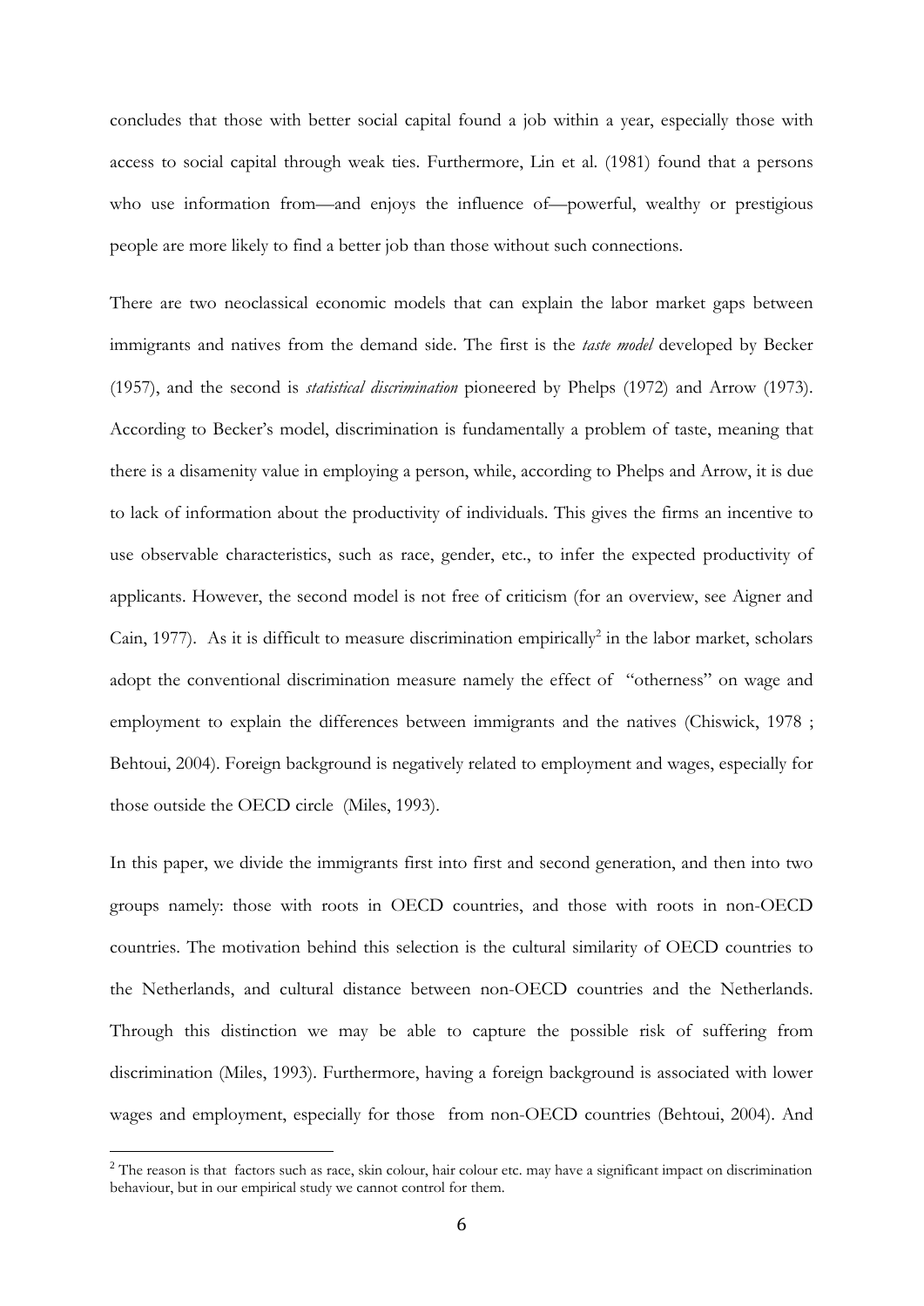concludes that those with better social capital found a job within a year, especially those with access to social capital through weak ties. Furthermore, Lin et al. (1981) found that a persons who use information from—and enjoys the influence of—powerful, wealthy or prestigious people are more likely to find a better job than those without such connections.

There are two neoclassical economic models that can explain the labor market gaps between immigrants and natives from the demand side. The first is the *taste model* developed by Becker (1957), and the second is *statistical discrimination* pioneered by Phelps (1972) and Arrow (1973). According to Becker's model, discrimination is fundamentally a problem of taste, meaning that there is a disamenity value in employing a person, while, according to Phelps and Arrow, it is due to lack of information about the productivity of individuals. This gives the firms an incentive to use observable characteristics, such as race, gender, etc., to infer the expected productivity of applicants. However, the second model is not free of criticism (for an overview, see Aigner and Cain, 1977). As it is difficult to measure discrimination empirically[2] in the labor market, scholars adopt the conventional discrimination measure namely the effect of "otherness" on wage and employment to explain the differences between immigrants and the natives (Chiswick, 1978 ; Behtoui, 2004). Foreign background is negatively related to employment and wages, especially for those outside the OECD circle (Miles, 1993).

In this paper, we divide the immigrants first into first and second generation, and then into two groups namely: those with roots in OECD countries, and those with roots in non-OECD countries. The motivation behind this selection is the cultural similarity of OECD countries to the Netherlands, and cultural distance between non-OECD countries and the Netherlands. Through this distinction we may be able to capture the possible risk of suffering from discrimination (Miles, 1993). Furthermore, having a foreign background is associated with lower wages and employment, especially for those from non-OECD countries (Behtoui, 2004). And

[2] The reason is that factors such as race, skin colour, hair colour etc. may have a significant impact on discrimination behaviour, but in our empirical study we cannot control for them.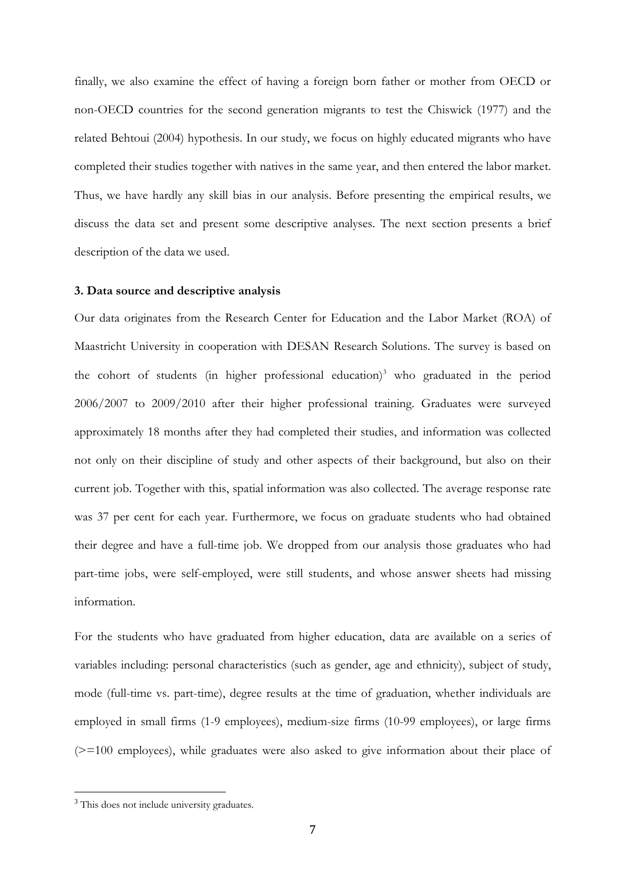finally, we also examine the effect of having a foreign born father or mother from OECD or non-OECD countries for the second generation migrants to test the Chiswick (1977) and the related Behtoui (2004) hypothesis. In our study, we focus on highly educated migrants who have completed their studies together with natives in the same year, and then entered the labor market. Thus, we have hardly any skill bias in our analysis. Before presenting the empirical results, we discuss the data set and present some descriptive analyses. The next section presents a brief description of the data we used.

### 3. Data source and descriptive analysis

Our data originates from the Research Center for Education and the Labor Market (ROA) of Maastricht University in cooperation with DESAN Research Solutions. The survey is based on the cohort of students (in higher professional education)[3] who graduated in the period 2006/2007 to 2009/2010 after their higher professional training. Graduates were surveyed approximately 18 months after they had completed their studies, and information was collected not only on their discipline of study and other aspects of their background, but also on their current job. Together with this, spatial information was also collected. The average response rate was 37 per cent for each year. Furthermore, we focus on graduate students who had obtained their degree and have a full-time job. We dropped from our analysis those graduates who had part-time jobs, were self-employed, were still students, and whose answer sheets had missing information.

For the students who have graduated from higher education, data are available on a series of variables including: personal characteristics (such as gender, age and ethnicity), subject of study, mode (full-time vs. part-time), degree results at the time of graduation, whether individuals are employed in small firms (1-9 employees), medium-size firms (10-99 employees), or large firms (>=100 employees), while graduates were also asked to give information about their place of

[3] This does not include university graduates.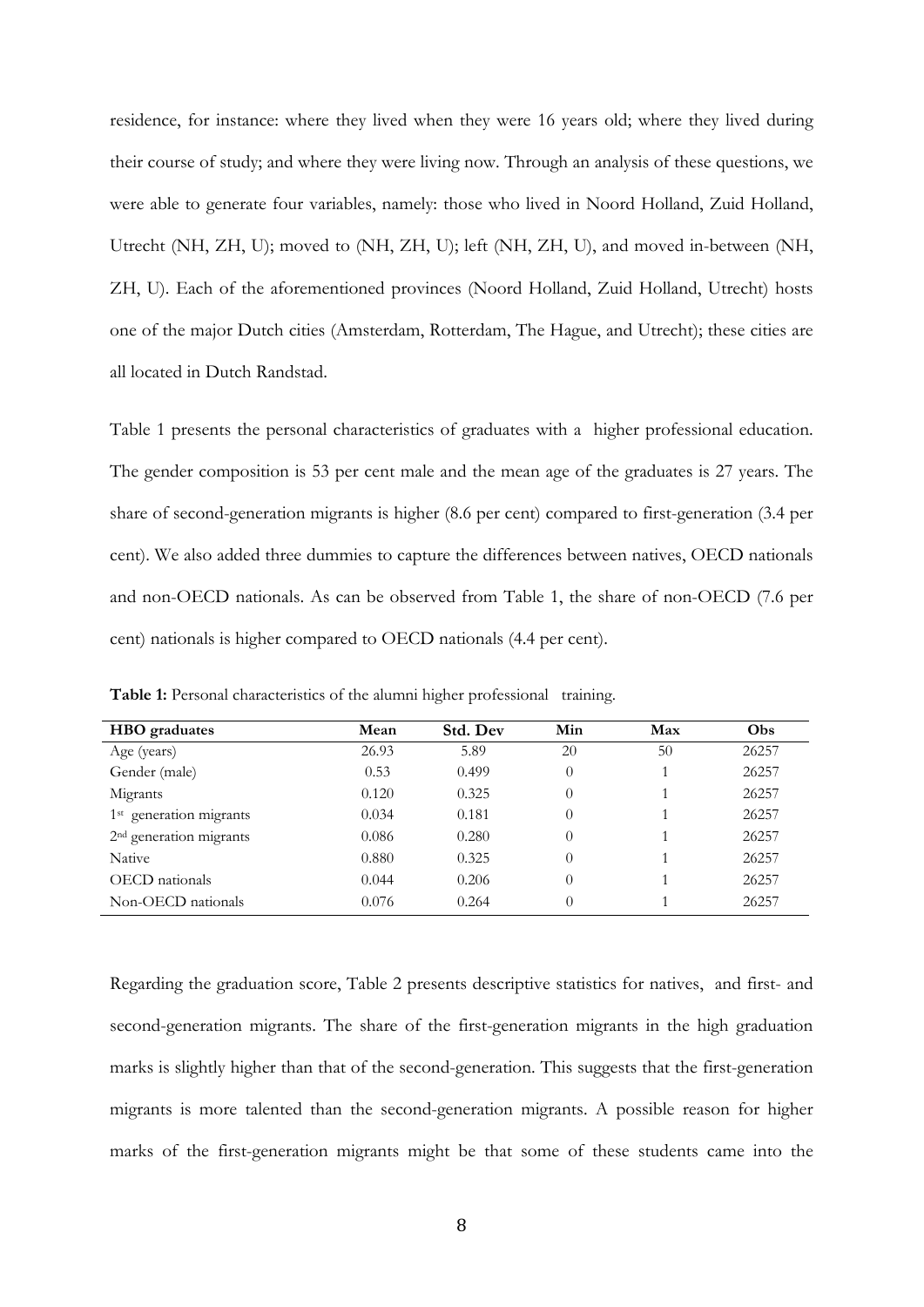residence, for instance: where they lived when they were 16 years old; where they lived during their course of study; and where they were living now. Through an analysis of these questions, we were able to generate four variables, namely: those who lived in Noord Holland, Zuid Holland, Utrecht (NH, ZH, U); moved to (NH, ZH, U); left (NH, ZH, U), and moved in-between (NH, ZH, U). Each of the aforementioned provinces (Noord Holland, Zuid Holland, Utrecht) hosts one of the major Dutch cities (Amsterdam, Rotterdam, The Hague, and Utrecht); these cities are all located in Dutch Randstad.

Table 1 presents the personal characteristics of graduates with a higher professional education. The gender composition is 53 per cent male and the mean age of the graduates is 27 years. The share of second-generation migrants is higher (8.6 per cent) compared to first-generation (3.4 per cent). We also added three dummies to capture the differences between natives, OECD nationals and non-OECD nationals. As can be observed from Table 1, the share of non-OECD (7.6 per cent) nationals is higher compared to OECD nationals (4.4 per cent).

**Table 1:** Personal characteristics of the alumni higher professional training.

| HBO graduates | Mean | Std. Dev | Min | Max | Obs |
|---|---|---|---|---|---|
| Age (years) | 26.93 | 5.89 | 20 | 50 | 26257 |
| Gender (male) | 0.53 | 0.499 | 0 | 1 | 26257 |
| Migrants | 0.120 | 0.325 | 0 | 1 | 26257 |
| 1st generation migrants | 0.034 | 0.181 | 0 | 1 | 26257 |
| 2nd generation migrants | 0.086 | 0.280 | 0 | 1 | 26257 |
| Native | 0.880 | 0.325 | 0 | 1 | 26257 |
| OECD nationals | 0.044 | 0.206 | 0 | 1 | 26257 |
| Non-OECD nationals | 0.076 | 0.264 | 0 | 1 | 26257 |

Regarding the graduation score, Table 2 presents descriptive statistics for natives, and first- and second-generation migrants. The share of the first-generation migrants in the high graduation marks is slightly higher than that of the second-generation. This suggests that the first-generation migrants is more talented than the second-generation migrants. A possible reason for higher marks of the first-generation migrants might be that some of these students came into the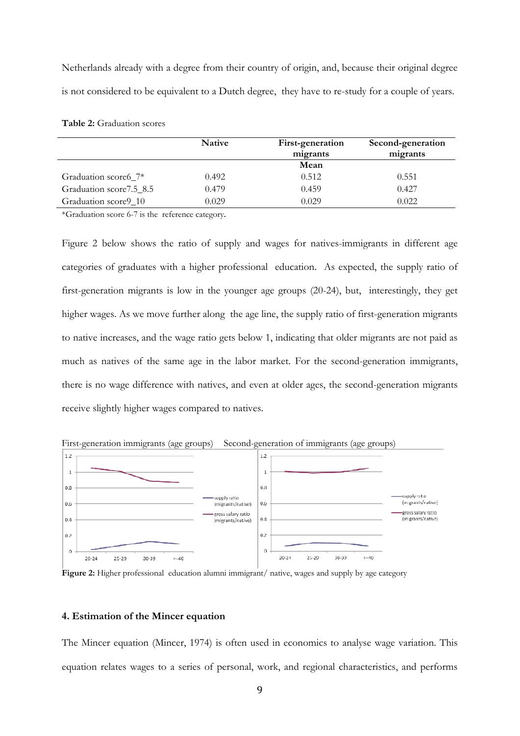Netherlands already with a degree from their country of origin, and, because their original degree is not considered to be equivalent to a Dutch degree, they have to re-study for a couple of years.

**Table 2:** Graduation scores

| | Native | First-generation migrants | Second-generation migrants |
|---|---|---|---|
| | | Mean | |
| Graduation score6_7* | 0.492 | 0.512 | 0.551 |
| Graduation score7.5_8.5 | 0.479 | 0.459 | 0.427 |
| Graduation score9_10 | 0.029 | 0.029 | 0.022 |

*Graduation score 6-7 is the reference category.

Figure 2 below shows the ratio of supply and wages for natives-immigrants in different age categories of graduates with a higher professional education. As expected, the supply ratio of first-generation migrants is low in the younger age groups (20-24), but, interestingly, they get higher wages. As we move further along the age line, the supply ratio of first-generation migrants to native increases, and the wage ratio gets below 1, indicating that older migrants are not paid as much as natives of the same age in the labor market. For the second-generation immigrants, there is no wage difference with natives, and even at older ages, the second-generation migrants receive slightly higher wages compared to natives.

First-generation immigrants (age groups) Second-generation of immigrants (age groups)

**Figure 2:** Higher professional education alumni immigrant/ native, wages and supply by age category

### 4. Estimation of the Mincer equation

The Mincer equation (Mincer, 1974) is often used in economics to analyse wage variation. This equation relates wages to a series of personal, work, and regional characteristics, and performs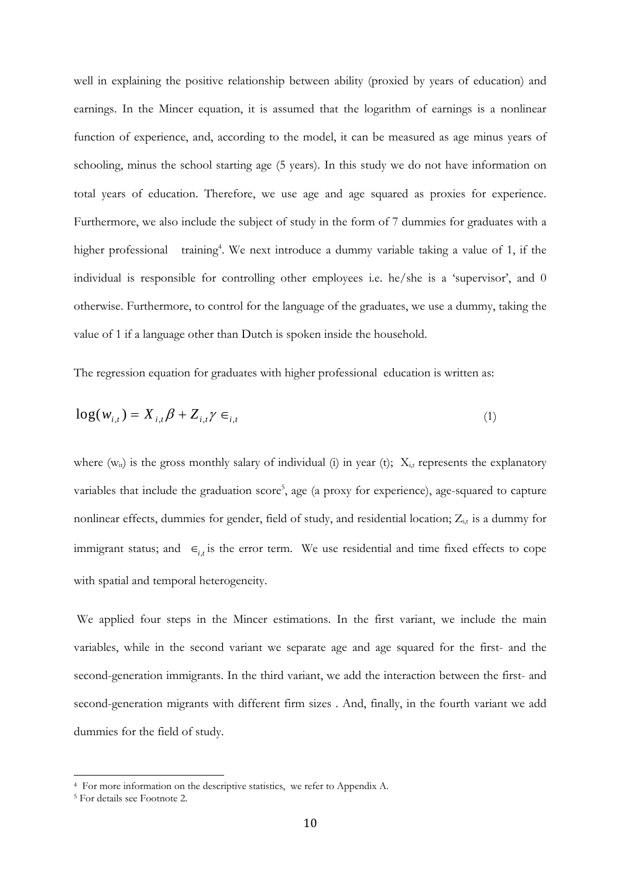well in explaining the positive relationship between ability (proxied by years of education) and earnings. In the Mincer equation, it is assumed that the logarithm of earnings is a nonlinear function of experience, and, according to the model, it can be measured as age minus years of schooling, minus the school starting age (5 years). In this study we do not have information on total years of education. Therefore, we use age and age squared as proxies for experience. Furthermore, we also include the subject of study in the form of 7 dummies for graduates with a higher professional training[4]. We next introduce a dummy variable taking a value of 1, if the individual is responsible for controlling other employees i.e. he/she is a 'supervisor', and 0 otherwise. Furthermore, to control for the language of the graduates, we use a dummy, taking the value of 1 if a language other than Dutch is spoken inside the household.

The regression equation for graduates with higher professional education is written as:

$$\log(w_{i,t}) = X_{i,t}\beta + Z_{i,t}\gamma \in_{i,t} \tag{1}$$

where ($w_{it}$) is the gross monthly salary of individual (i) in year (t); $X_{i,t}$ represents the explanatory variables that include the graduation score[5], age (a proxy for experience), age-squared to capture nonlinear effects, dummies for gender, field of study, and residential location; $Z_{i,t}$ is a dummy for immigrant status; and $\in_{i,t}$ is the error term. We use residential and time fixed effects to cope with spatial and temporal heterogeneity.

We applied four steps in the Mincer estimations. In the first variant, we include the main variables, while in the second variant we separate age and age squared for the first- and the second-generation immigrants. In the third variant, we add the interaction between the first- and second-generation migrants with different firm sizes . And, finally, in the fourth variant we add dummies for the field of study.

---

[4] For more information on the descriptive statistics, we refer to Appendix A.

[5] For details see Footnote 2.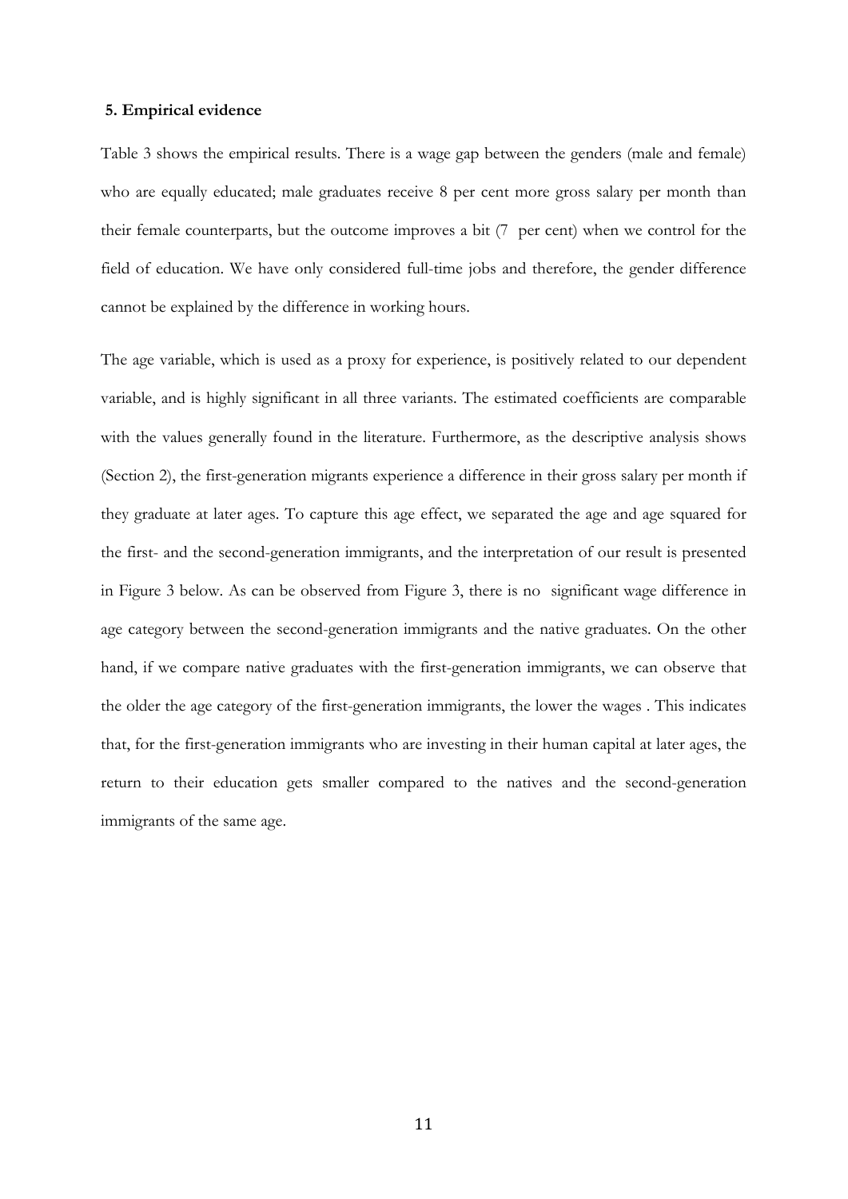**5. Empirical evidence**

Table 3 shows the empirical results. There is a wage gap between the genders (male and female) who are equally educated; male graduates receive 8 per cent more gross salary per month than their female counterparts, but the outcome improves a bit (7 per cent) when we control for the field of education. We have only considered full-time jobs and therefore, the gender difference cannot be explained by the difference in working hours.

The age variable, which is used as a proxy for experience, is positively related to our dependent variable, and is highly significant in all three variants. The estimated coefficients are comparable with the values generally found in the literature. Furthermore, as the descriptive analysis shows (Section 2), the first-generation migrants experience a difference in their gross salary per month if they graduate at later ages. To capture this age effect, we separated the age and age squared for the first- and the second-generation immigrants, and the interpretation of our result is presented in Figure 3 below. As can be observed from Figure 3, there is no significant wage difference in age category between the second-generation immigrants and the native graduates. On the other hand, if we compare native graduates with the first-generation immigrants, we can observe that the older the age category of the first-generation immigrants, the lower the wages . This indicates that, for the first-generation immigrants who are investing in their human capital at later ages, the return to their education gets smaller compared to the natives and the second-generation immigrants of the same age.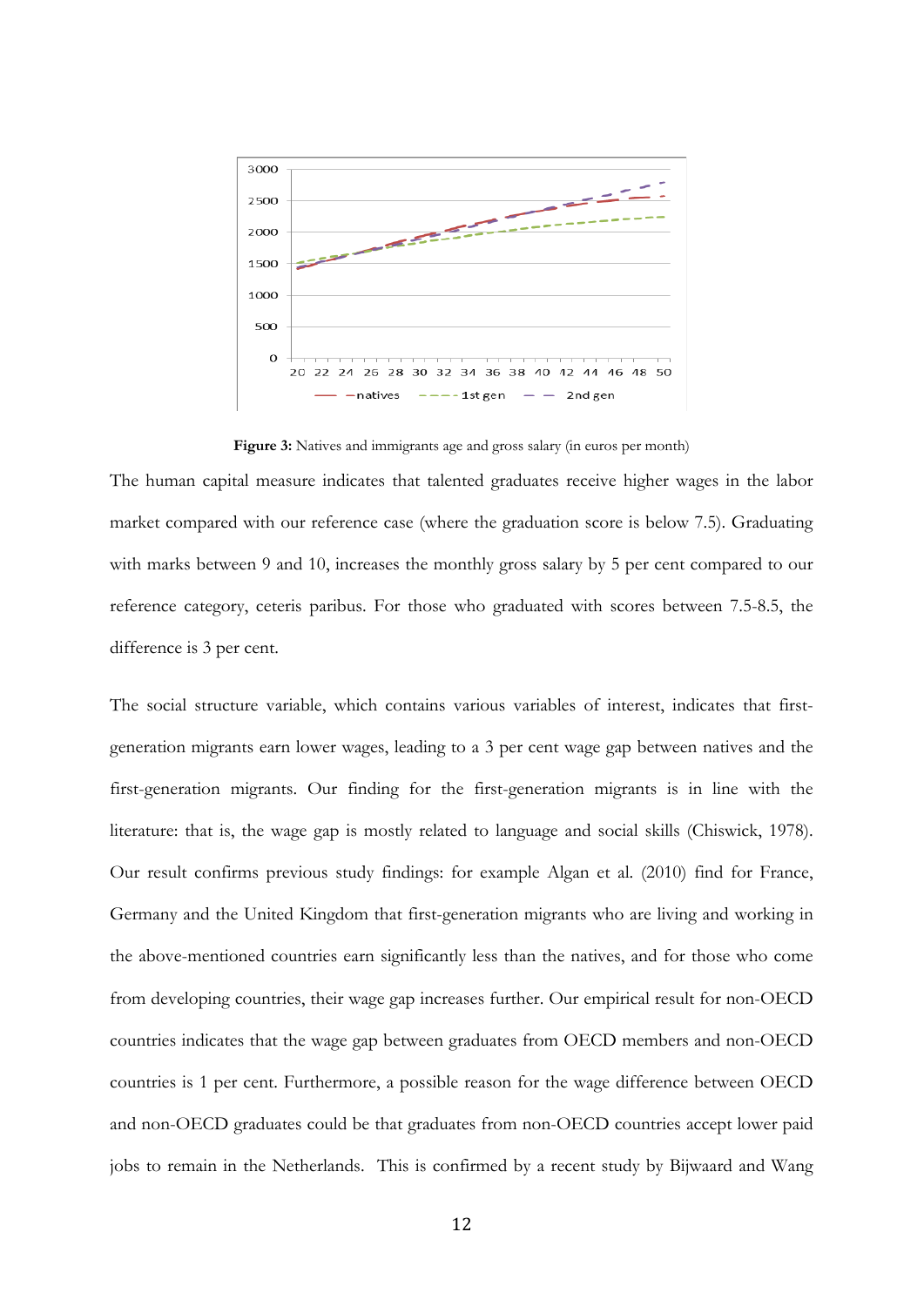**Figure 3:** Natives and immigrants age and gross salary (in euros per month)

The human capital measure indicates that talented graduates receive higher wages in the labor market compared with our reference case (where the graduation score is below 7.5). Graduating with marks between 9 and 10, increases the monthly gross salary by 5 per cent compared to our reference category, ceteris paribus. For those who graduated with scores between 7.5-8.5, the difference is 3 per cent.

The social structure variable, which contains various variables of interest, indicates that first-generation migrants earn lower wages, leading to a 3 per cent wage gap between natives and the first-generation migrants. Our finding for the first-generation migrants is in line with the literature: that is, the wage gap is mostly related to language and social skills (Chiswick, 1978). Our result confirms previous study findings: for example Algan et al. (2010) find for France, Germany and the United Kingdom that first-generation migrants who are living and working in the above-mentioned countries earn significantly less than the natives, and for those who come from developing countries, their wage gap increases further. Our empirical result for non-OECD countries indicates that the wage gap between graduates from OECD members and non-OECD countries is 1 per cent. Furthermore, a possible reason for the wage difference between OECD and non-OECD graduates could be that graduates from non-OECD countries accept lower paid jobs to remain in the Netherlands. This is confirmed by a recent study by Bijwaard and Wang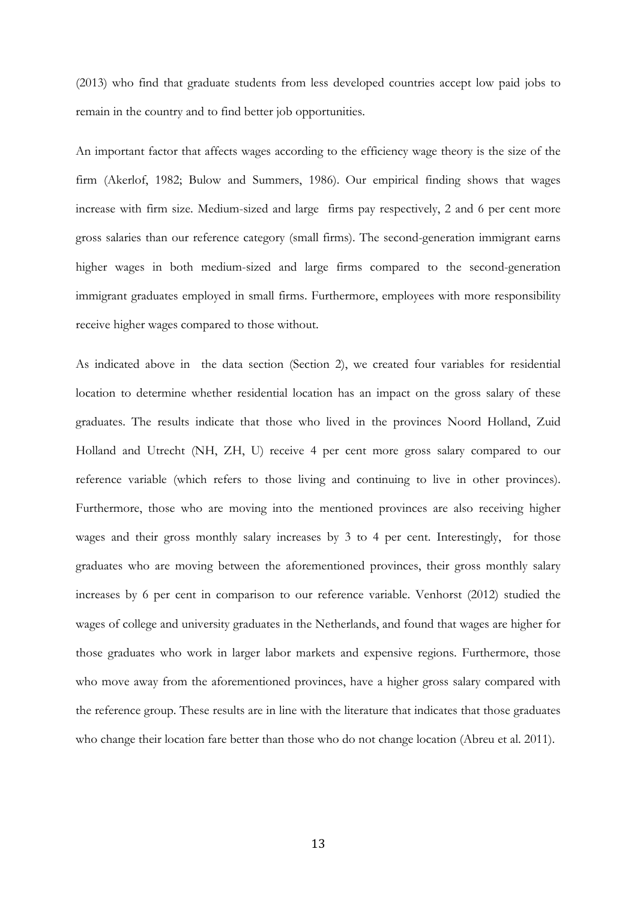(2013) who find that graduate students from less developed countries accept low paid jobs to remain in the country and to find better job opportunities.

An important factor that affects wages according to the efficiency wage theory is the size of the firm (Akerlof, 1982; Bulow and Summers, 1986). Our empirical finding shows that wages increase with firm size. Medium-sized and large firms pay respectively, 2 and 6 per cent more gross salaries than our reference category (small firms). The second-generation immigrant earns higher wages in both medium-sized and large firms compared to the second-generation immigrant graduates employed in small firms. Furthermore, employees with more responsibility receive higher wages compared to those without.

As indicated above in the data section (Section 2), we created four variables for residential location to determine whether residential location has an impact on the gross salary of these graduates. The results indicate that those who lived in the provinces Noord Holland, Zuid Holland and Utrecht (NH, ZH, U) receive 4 per cent more gross salary compared to our reference variable (which refers to those living and continuing to live in other provinces). Furthermore, those who are moving into the mentioned provinces are also receiving higher wages and their gross monthly salary increases by 3 to 4 per cent. Interestingly, for those graduates who are moving between the aforementioned provinces, their gross monthly salary increases by 6 per cent in comparison to our reference variable. Venhorst (2012) studied the wages of college and university graduates in the Netherlands, and found that wages are higher for those graduates who work in larger labor markets and expensive regions. Furthermore, those who move away from the aforementioned provinces, have a higher gross salary compared with the reference group. These results are in line with the literature that indicates that those graduates who change their location fare better than those who do not change location (Abreu et al. 2011).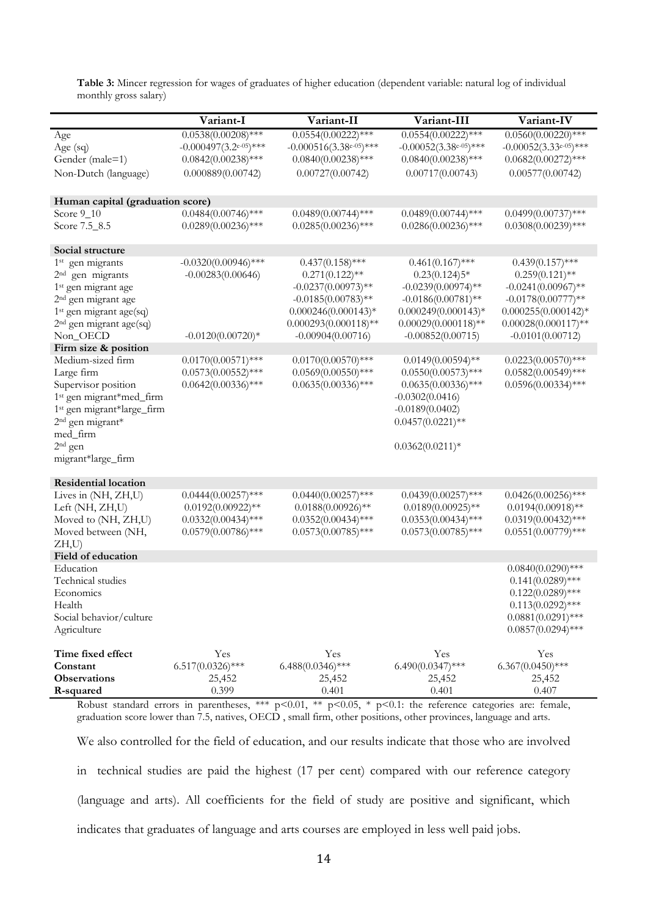**Table 3:** Mincer regression for wages of graduates of higher education (dependent variable: natural log of individual monthly gross salary)

| | Variant-I | Variant-II | Variant-III | Variant-IV |
|---|---|---|---|---|
| Age | 0.0538(0.00208)*** | 0.0554(0.00222)*** | 0.0554(0.00222)*** | 0.0560(0.00220)*** |
| Age (sq) | -0.000497(3.2e-05)*** | -0.000516(3.38e-05)*** | -0.00052(3.38e-05)*** | -0.00052(3.33e-05)*** |
| Gender (male=1) | 0.0842(0.00238)*** | 0.0840(0.00238)*** | 0.0840(0.00238)*** | 0.0682(0.00272)*** |
| Non-Dutch (language) | 0.000889(0.00742) | 0.00727(0.00742) | 0.00717(0.00743) | 0.00577(0.00742) |
| **Human capital (graduation score)** | | | | |
| Score 9_10 | 0.0484(0.00746)*** | 0.0489(0.00744)*** | 0.0489(0.00744)*** | 0.0499(0.00737)*** |
| Score 7.5_8.5 | 0.0289(0.00236)*** | 0.0285(0.00236)*** | 0.0286(0.00236)*** | 0.0308(0.00239)*** |
| **Social structure** | | | | |
| 1st gen migrants | -0.0320(0.00946)*** | 0.437(0.158)*** | 0.461(0.167)*** | 0.439(0.157)*** |
| 2nd gen migrants | -0.00283(0.00646) | 0.271(0.122)** | 0.23(0.124)5* | 0.259(0.121)** |
| 1st gen migrant age | | -0.0237(0.00973)** | -0.0239(0.00974)** | -0.0241(0.00967)** |
| 2nd gen migrant age | | -0.0185(0.00783)** | -0.0186(0.00781)** | -0.0178(0.00777)** |
| 1st gen migrant age(sq) | | 0.000246(0.000143)* | 0.000249(0.000143)* | 0.000255(0.000142)* |
| 2nd gen migrant age(sq) | | 0.000293(0.000118)** | 0.00029(0.000118)** | 0.00028(0.000117)** |
| Non_OECD | -0.0120(0.00720)* | -0.00904(0.00716) | -0.00852(0.00715) | -0.0101(0.00712) |
| **Firm size & position** | | | | |
| Medium-sized firm | 0.0170(0.00571)*** | 0.0170(0.00570)*** | 0.0149(0.00594)** | 0.0223(0.00570)*** |
| Large firm | 0.0573(0.00552)*** | 0.0569(0.00550)*** | 0.0550(0.00573)*** | 0.0582(0.00549)*** |
| Supervisor position | 0.0642(0.00336)*** | 0.0635(0.00336)*** | 0.0635(0.00336)*** | 0.0596(0.00334)*** |
| 1st gen migrant*med_firm | | | -0.0302(0.0416) | |
| 1st gen migrant*large_firm | | | -0.0189(0.0402) | |
| 2nd gen migrant* med_firm | | | 0.0457(0.0221)** | |
| 2nd gen migrant*large_firm | | | 0.0362(0.0211)* | |
| **Residential location** | | | | |
| Lives in (NH, ZH,U) | 0.0444(0.00257)*** | 0.0440(0.00257)*** | 0.0439(0.00257)*** | 0.0426(0.00256)*** |
| Left (NH, ZH,U) | 0.0192(0.00922)** | 0.0188(0.00926)** | 0.0189(0.00925)** | 0.0194(0.00918)** |
| Moved to (NH, ZH,U) | 0.0332(0.00434)*** | 0.0352(0.00434)*** | 0.0353(0.00434)*** | 0.0319(0.00432)*** |
| Moved between (NH, ZH,U) | 0.0579(0.00786)*** | 0.0573(0.00785)*** | 0.0573(0.00785)*** | 0.0551(0.00779)*** |
| **Field of education** | | | | |
| Education | | | | 0.0840(0.0290)*** |
| Technical studies | | | | 0.141(0.0289)*** |
| Economics | | | | 0.122(0.0289)*** |
| Health | | | | 0.113(0.0292)*** |
| Social behavior/culture | | | | 0.0881(0.0291)*** |
| Agriculture | | | | 0.0857(0.0294)*** |
| **Time fixed effect** | Yes | Yes | Yes | Yes |
| **Constant** | 6.517(0.0326)*** | 6.488(0.0346)*** | 6.490(0.0347)*** | 6.367(0.0450)*** |
| **Observations** | 25,452 | 25,452 | 25,452 | 25,452 |
| **R-squared** | 0.399 | 0.401 | 0.401 | 0.407 |

Robust standard errors in parentheses, *** p<0.01, ** p<0.05, * p<0.1: the reference categories are: female, graduation score lower than 7.5, natives, OECD , small firm, other positions, other provinces, language and arts.

We also controlled for the field of education, and our results indicate that those who are involved in technical studies are paid the highest (17 per cent) compared with our reference category (language and arts). All coefficients for the field of study are positive and significant, which indicates that graduates of language and arts courses are employed in less well paid jobs.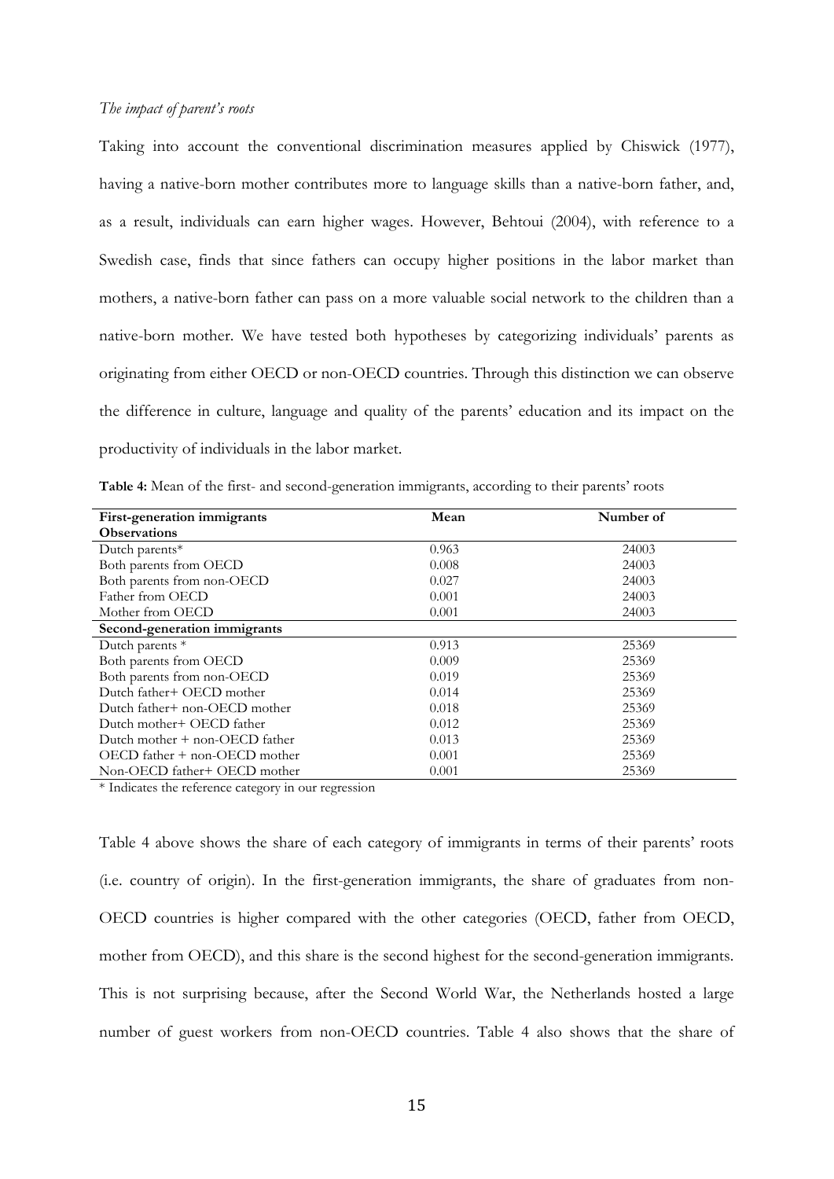*The impact of parent's roots*

Taking into account the conventional discrimination measures applied by Chiswick (1977), having a native-born mother contributes more to language skills than a native-born father, and, as a result, individuals can earn higher wages. However, Behtoui (2004), with reference to a Swedish case, finds that since fathers can occupy higher positions in the labor market than mothers, a native-born father can pass on a more valuable social network to the children than a native-born mother. We have tested both hypotheses by categorizing individuals' parents as originating from either OECD or non-OECD countries. Through this distinction we can observe the difference in culture, language and quality of the parents' education and its impact on the productivity of individuals in the labor market.

**Table 4:** Mean of the first- and second-generation immigrants, according to their parents' roots

| **First-generation immigrants** | **Mean** | **Number of Observations** |
|---|---|---|
| Dutch parents* | 0.963 | 24003 |
| Both parents from OECD | 0.008 | 24003 |
| Both parents from non-OECD | 0.027 | 24003 |
| Father from OECD | 0.001 | 24003 |
| Mother from OECD | 0.001 | 24003 |
| **Second-generation immigrants** | | |
| Dutch parents * | 0.913 | 25369 |
| Both parents from OECD | 0.009 | 25369 |
| Both parents from non-OECD | 0.019 | 25369 |
| Dutch father+ OECD mother | 0.014 | 25369 |
| Dutch father+ non-OECD mother | 0.018 | 25369 |
| Dutch mother+ OECD father | 0.012 | 25369 |
| Dutch mother + non-OECD father | 0.013 | 25369 |
| OECD father + non-OECD mother | 0.001 | 25369 |
| Non-OECD father+ OECD mother | 0.001 | 25369 |

* Indicates the reference category in our regression

Table 4 above shows the share of each category of immigrants in terms of their parents' roots (i.e. country of origin). In the first-generation immigrants, the share of graduates from non-OECD countries is higher compared with the other categories (OECD, father from OECD, mother from OECD), and this share is the second highest for the second-generation immigrants. This is not surprising because, after the Second World War, the Netherlands hosted a large number of guest workers from non-OECD countries. Table 4 also shows that the share of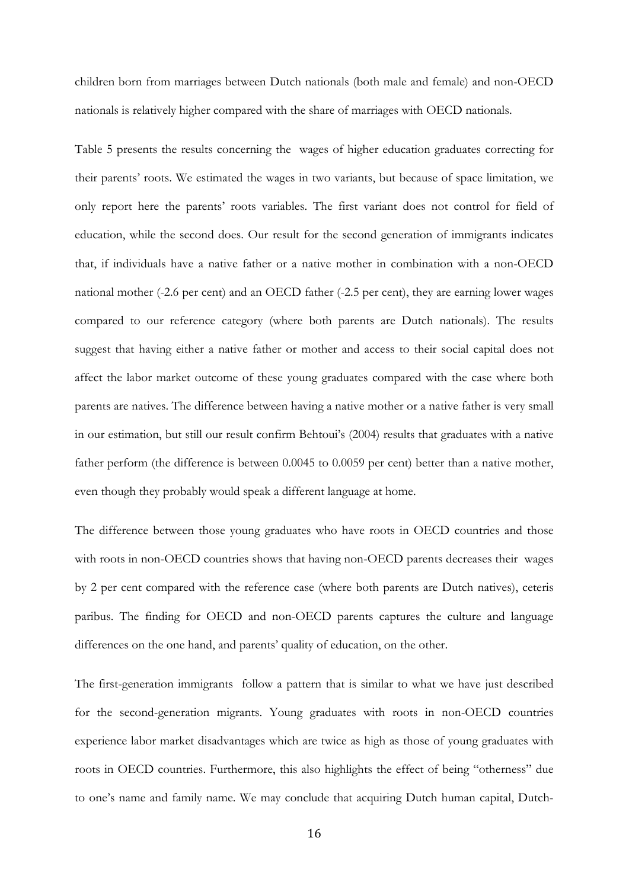children born from marriages between Dutch nationals (both male and female) and non-OECD nationals is relatively higher compared with the share of marriages with OECD nationals.

Table 5 presents the results concerning the wages of higher education graduates correcting for their parents' roots. We estimated the wages in two variants, but because of space limitation, we only report here the parents' roots variables. The first variant does not control for field of education, while the second does. Our result for the second generation of immigrants indicates that, if individuals have a native father or a native mother in combination with a non-OECD national mother (-2.6 per cent) and an OECD father (-2.5 per cent), they are earning lower wages compared to our reference category (where both parents are Dutch nationals). The results suggest that having either a native father or mother and access to their social capital does not affect the labor market outcome of these young graduates compared with the case where both parents are natives. The difference between having a native mother or a native father is very small in our estimation, but still our result confirm Behtoui's (2004) results that graduates with a native father perform (the difference is between 0.0045 to 0.0059 per cent) better than a native mother, even though they probably would speak a different language at home.

The difference between those young graduates who have roots in OECD countries and those with roots in non-OECD countries shows that having non-OECD parents decreases their wages by 2 per cent compared with the reference case (where both parents are Dutch natives), ceteris paribus. The finding for OECD and non-OECD parents captures the culture and language differences on the one hand, and parents' quality of education, on the other.

The first-generation immigrants follow a pattern that is similar to what we have just described for the second-generation migrants. Young graduates with roots in non-OECD countries experience labor market disadvantages which are twice as high as those of young graduates with roots in OECD countries. Furthermore, this also highlights the effect of being "otherness" due to one's name and family name. We may conclude that acquiring Dutch human capital, Dutch-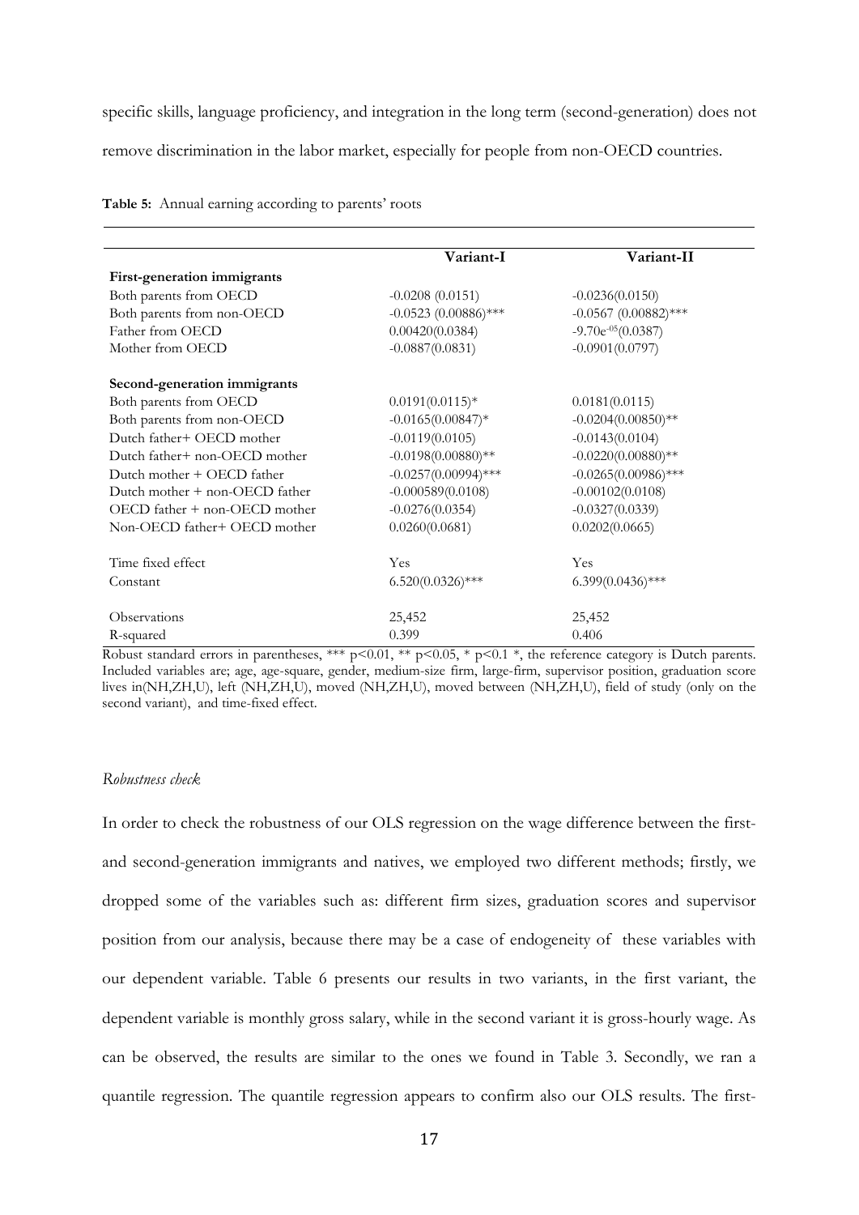specific skills, language proficiency, and integration in the long term (second-generation) does not remove discrimination in the labor market, especially for people from non-OECD countries.

**Table 5:** Annual earning according to parents' roots

| | Variant-I | Variant-II |
|---|---|---|
| **First-generation immigrants** | | |
| Both parents from OECD | -0.0208 (0.0151) | -0.0236(0.0150) |
| Both parents from non-OECD | -0.0523 (0.00886)*** | -0.0567 (0.00882)*** |
| Father from OECD | 0.00420(0.0384) | $-9.70e^{-05}$(0.0387) |
| Mother from OECD | -0.0887(0.0831) | -0.0901(0.0797) |
| **Second-generation immigrants** | | |
| Both parents from OECD | 0.0191(0.0115)* | 0.0181(0.0115) |
| Both parents from non-OECD | -0.0165(0.00847)* | -0.0204(0.00850)** |
| Dutch father+ OECD mother | -0.0119(0.0105) | -0.0143(0.0104) |
| Dutch father+ non-OECD mother | -0.0198(0.00880)** | -0.0220(0.00880)** |
| Dutch mother + OECD father | -0.0257(0.00994)*** | -0.0265(0.00986)*** |
| Dutch mother + non-OECD father | -0.000589(0.0108) | -0.00102(0.0108) |
| OECD father + non-OECD mother | -0.0276(0.0354) | -0.0327(0.0339) |
| Non-OECD father+ OECD mother | 0.0260(0.0681) | 0.0202(0.0665) |
| Time fixed effect | Yes | Yes |
| Constant | 6.520(0.0326)*** | 6.399(0.0436)*** |
| Observations | 25,452 | 25,452 |
| R-squared | 0.399 | 0.406 |

Robust standard errors in parentheses, *** p<0.01, ** p<0.05, * p<0.1 *, the reference category is Dutch parents. Included variables are; age, age-square, gender, medium-size firm, large-firm, supervisor position, graduation score lives in(NH,ZH,U), left (NH,ZH,U), moved (NH,ZH,U), moved between (NH,ZH,U), field of study (only on the second variant), and time-fixed effect.

*Robustness check*

In order to check the robustness of our OLS regression on the wage difference between the first- and second-generation immigrants and natives, we employed two different methods; firstly, we dropped some of the variables such as: different firm sizes, graduation scores and supervisor position from our analysis, because there may be a case of endogeneity of these variables with our dependent variable. Table 6 presents our results in two variants, in the first variant, the dependent variable is monthly gross salary, while in the second variant it is gross-hourly wage. As can be observed, the results are similar to the ones we found in Table 3. Secondly, we ran a quantile regression. The quantile regression appears to confirm also our OLS results. The first-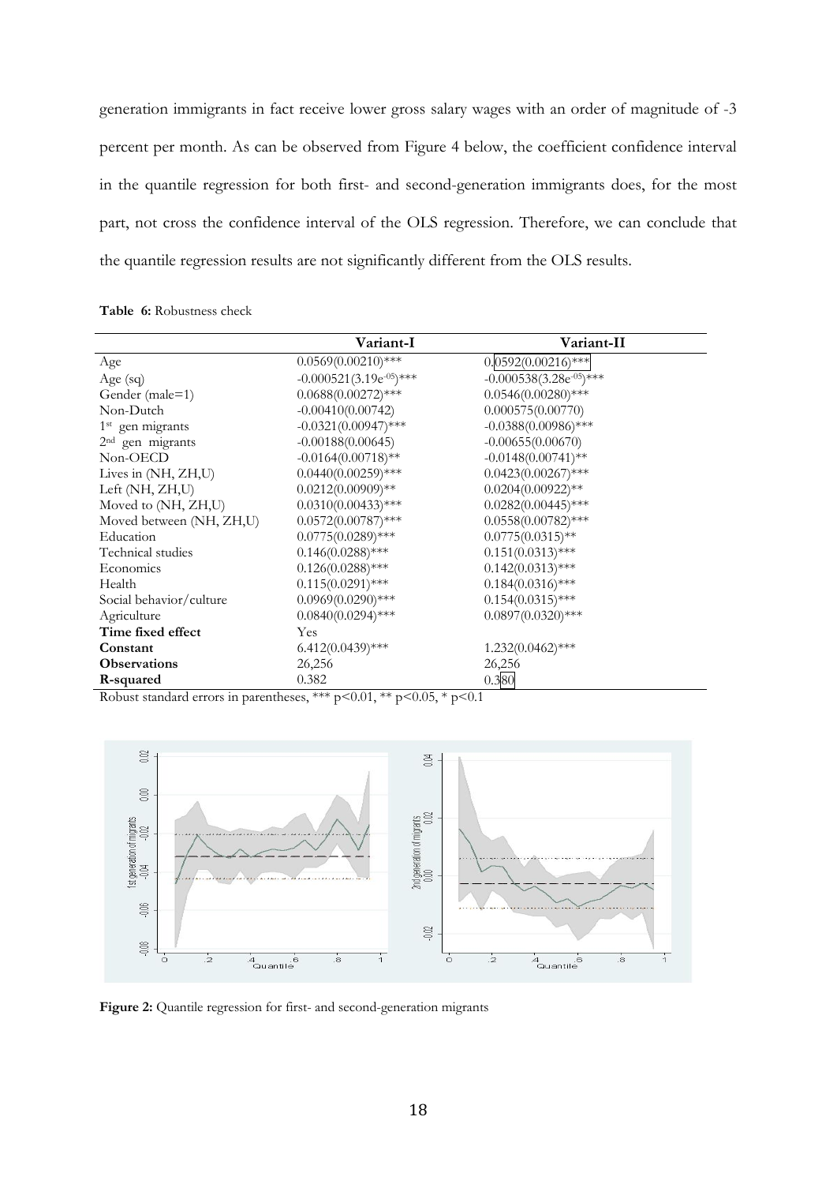generation immigrants in fact receive lower gross salary wages with an order of magnitude of -3 percent per month. As can be observed from Figure 4 below, the coefficient confidence interval in the quantile regression for both first- and second-generation immigrants does, for the most part, not cross the confidence interval of the OLS regression. Therefore, we can conclude that the quantile regression results are not significantly different from the OLS results.

**Table 6:** Robustness check

| | Variant-I | Variant-II |
|---|---|---|
| Age | 0.0569(0.00210)*** | 0.0592(0.00216)*** |
| Age (sq) | -0.000521(3.19e-05)*** | -0.000538(3.28e-05)*** |
| Gender (male=1) | 0.0688(0.00272)*** | 0.0546(0.00280)*** |
| Non-Dutch | -0.00410(0.00742) | 0.000575(0.00770) |
| 1st gen migrants | -0.0321(0.00947)*** | -0.0388(0.00986)*** |
| 2nd gen migrants | -0.00188(0.00645) | -0.00655(0.00670) |
| Non-OECD | -0.0164(0.00718)** | -0.0148(0.00741)** |
| Lives in (NH, ZH,U) | 0.0440(0.00259)*** | 0.0423(0.00267)*** |
| Left (NH, ZH,U) | 0.0212(0.00909)** | 0.0204(0.00922)** |
| Moved to (NH, ZH,U) | 0.0310(0.00433)*** | 0.0282(0.00445)*** |
| Moved between (NH, ZH,U) | 0.0572(0.00787)*** | 0.0558(0.00782)*** |
| Education | 0.0775(0.0289)*** | 0.0775(0.0315)** |
| Technical studies | 0.146(0.0288)*** | 0.151(0.0313)*** |
| Economics | 0.126(0.0288)*** | 0.142(0.0313)*** |
| Health | 0.115(0.0291)*** | 0.184(0.0316)*** |
| Social behavior/culture | 0.0969(0.0290)*** | 0.154(0.0315)*** |
| Agriculture | 0.0840(0.0294)*** | 0.0897(0.0320)*** |
| **Time fixed effect** | Yes | |
| **Constant** | 6.412(0.0439)*** | 1.232(0.0462)*** |
| **Observations** | 26,256 | 26,256 |
| **R-squared** | 0.382 | 0.380 |

Robust standard errors in parentheses, *** $p<0.01$, ** $p<0.05$, * $p<0.1$

**Figure 2:** Quantile regression for first- and second-generation migrants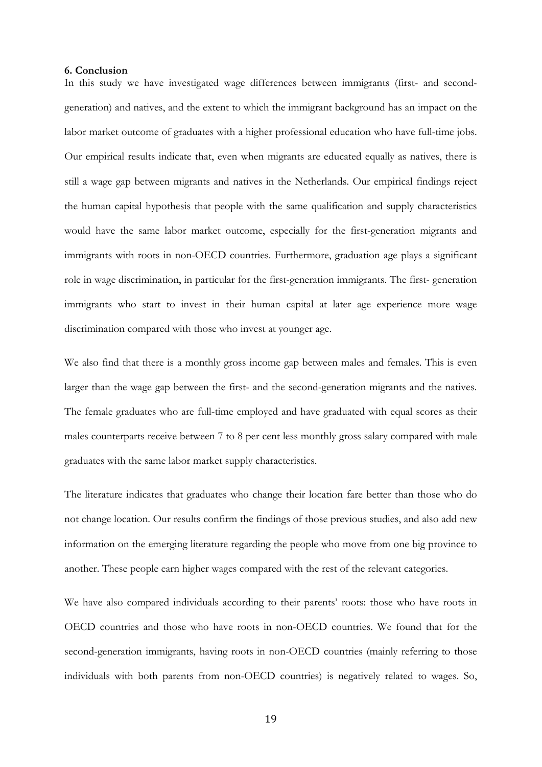### 6. Conclusion

In this study we have investigated wage differences between immigrants (first- and second-generation) and natives, and the extent to which the immigrant background has an impact on the labor market outcome of graduates with a higher professional education who have full-time jobs. Our empirical results indicate that, even when migrants are educated equally as natives, there is still a wage gap between migrants and natives in the Netherlands. Our empirical findings reject the human capital hypothesis that people with the same qualification and supply characteristics would have the same labor market outcome, especially for the first-generation migrants and immigrants with roots in non-OECD countries. Furthermore, graduation age plays a significant role in wage discrimination, in particular for the first-generation immigrants. The first- generation immigrants who start to invest in their human capital at later age experience more wage discrimination compared with those who invest at younger age.

We also find that there is a monthly gross income gap between males and females. This is even larger than the wage gap between the first- and the second-generation migrants and the natives. The female graduates who are full-time employed and have graduated with equal scores as their males counterparts receive between 7 to 8 per cent less monthly gross salary compared with male graduates with the same labor market supply characteristics.

The literature indicates that graduates who change their location fare better than those who do not change location. Our results confirm the findings of those previous studies, and also add new information on the emerging literature regarding the people who move from one big province to another. These people earn higher wages compared with the rest of the relevant categories.

We have also compared individuals according to their parents' roots: those who have roots in OECD countries and those who have roots in non-OECD countries. We found that for the second-generation immigrants, having roots in non-OECD countries (mainly referring to those individuals with both parents from non-OECD countries) is negatively related to wages. So,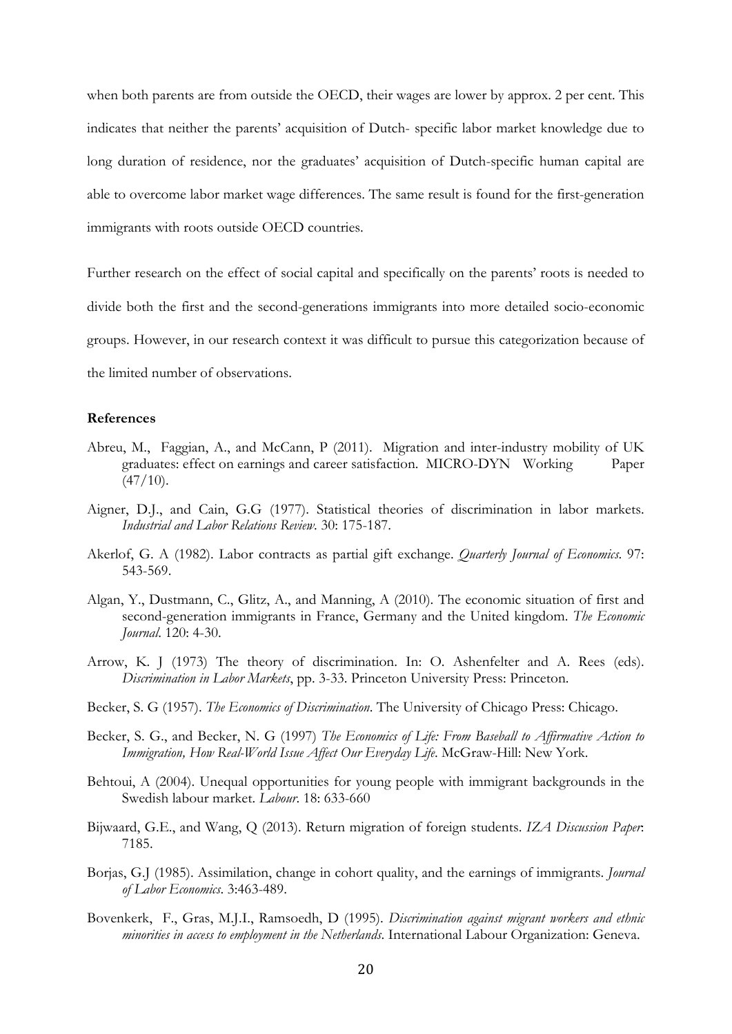when both parents are from outside the OECD, their wages are lower by approx. 2 per cent. This indicates that neither the parents' acquisition of Dutch- specific labor market knowledge due to long duration of residence, nor the graduates' acquisition of Dutch-specific human capital are able to overcome labor market wage differences. The same result is found for the first-generation immigrants with roots outside OECD countries.

Further research on the effect of social capital and specifically on the parents' roots is needed to divide both the first and the second-generations immigrants into more detailed socio-economic groups. However, in our research context it was difficult to pursue this categorization because of the limited number of observations.

**References**

Abreu, M., Faggian, A., and McCann, P (2011). Migration and inter-industry mobility of UK graduates: effect on earnings and career satisfaction. MICRO-DYN Working Paper (47/10).

Aigner, D.J., and Cain, G.G (1977). Statistical theories of discrimination in labor markets. *Industrial and Labor Relations Review*. 30: 175-187.

Akerlof, G. A (1982). Labor contracts as partial gift exchange. *Quarterly Journal of Economics*. 97: 543-569.

Algan, Y., Dustmann, C., Glitz, A., and Manning, A (2010). The economic situation of first and second-generation immigrants in France, Germany and the United kingdom. *The Economic Journal*. 120: 4-30.

Arrow, K. J (1973) The theory of discrimination. In: O. Ashenfelter and A. Rees (eds). *Discrimination in Labor Markets*, pp. 3-33. Princeton University Press: Princeton.

Becker, S. G (1957). *The Economics of Discrimination*. The University of Chicago Press: Chicago.

Becker, S. G., and Becker, N. G (1997) *The Economics of Life: From Baseball to Affirmative Action to Immigration, How Real-World Issue Affect Our Everyday Life*. McGraw-Hill: New York.

Behtoui, A (2004). Unequal opportunities for young people with immigrant backgrounds in the Swedish labour market. *Labour*. 18: 633-660

Bijwaard, G.E., and Wang, Q (2013). Return migration of foreign students. *IZA Discussion Paper*: 7185.

Borjas, G.J (1985). Assimilation, change in cohort quality, and the earnings of immigrants. *Journal of Labor Economics*. 3:463-489.

Bovenkerk, F., Gras, M.J.I., Ramsoedh, D (1995). *Discrimination against migrant workers and ethnic minorities in access to employment in the Netherlands*. International Labour Organization: Geneva.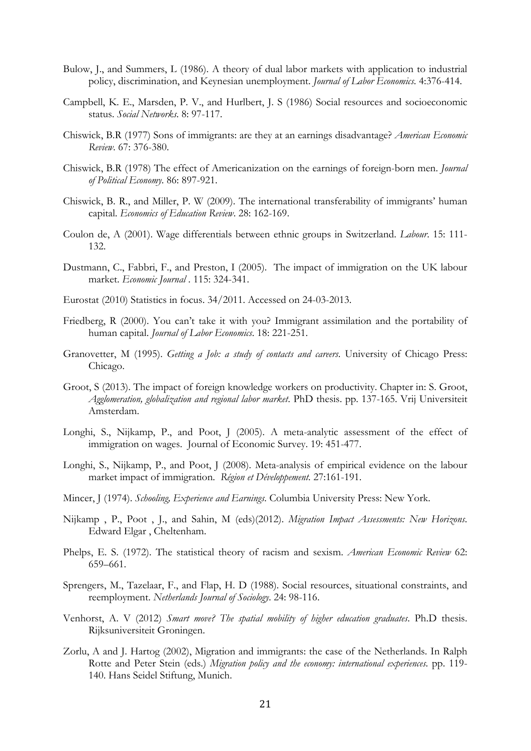Bulow, J., and Summers, L (1986). A theory of dual labor markets with application to industrial policy, discrimination, and Keynesian unemployment. *Journal of Labor Economics*. 4:376-414.

Campbell, K. E., Marsden, P. V., and Hurlbert, J. S (1986) Social resources and socioeconomic status. *Social Networks*. 8: 97-117.

Chiswick, B.R (1977) Sons of immigrants: are they at an earnings disadvantage? *American Economic Review*. 67: 376-380.

Chiswick, B.R (1978) The effect of Americanization on the earnings of foreign-born men. *Journal of Political Economy*. 86: 897-921.

Chiswick, B. R., and Miller, P. W (2009). The international transferability of immigrants' human capital. *Economics of Education Review*. 28: 162-169.

Coulon de, A (2001). Wage differentials between ethnic groups in Switzerland. *Labour*. 15: 111-132.

Dustmann, C., Fabbri, F., and Preston, I (2005). The impact of immigration on the UK labour market. *Economic Journal* . 115: 324-341.

Eurostat (2010) Statistics in focus. 34/2011. Accessed on 24-03-2013.

Friedberg, R (2000). You can't take it with you? Immigrant assimilation and the portability of human capital. *Journal of Labor Economics*. 18: 221-251.

Granovetter, M (1995). *Getting a Job: a study of contacts and careers*. University of Chicago Press: Chicago.

Groot, S (2013). The impact of foreign knowledge workers on productivity. Chapter in: S. Groot, *Agglomeration, globalization and regional labor market*. PhD thesis. pp. 137-165. Vrij Universiteit Amsterdam.

Longhi, S., Nijkamp, P., and Poot, J (2005). A meta-analytic assessment of the effect of immigration on wages. Journal of Economic Survey. 19: 451-477.

Longhi, S., Nijkamp, P., and Poot, J (2008). Meta-analysis of empirical evidence on the labour market impact of immigration. *Région et Développement*. 27:161-191.

Mincer, J (1974). *Schooling, Experience and Earnings*. Columbia University Press: New York.

Nijkamp , P., Poot , J., and Sahin, M (eds)(2012). *Migration Impact Assessments: New Horizons*. Edward Elgar , Cheltenham.

Phelps, E. S. (1972). The statistical theory of racism and sexism. *American Economic Review* 62: 659–661.

Sprengers, M., Tazelaar, F., and Flap, H. D (1988). Social resources, situational constraints, and reemployment. *Netherlands Journal of Sociology*. 24: 98-116.

Venhorst, A. V (2012) *Smart move? The spatial mobility of higher education graduates*. Ph.D thesis. Rijksuniversiteit Groningen.

Zorlu, A and J. Hartog (2002), Migration and immigrants: the case of the Netherlands. In Ralph Rotte and Peter Stein (eds.) *Migration policy and the economy: international experiences*. pp. 119-140. Hans Seidel Stiftung, Munich.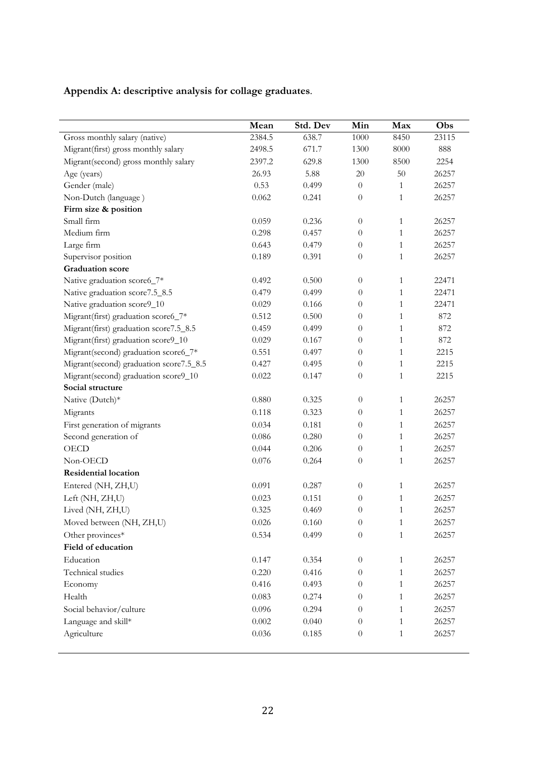**Appendix A: descriptive analysis for collage graduates**.

| | Mean | Std. Dev | Min | Max | Obs |
|---|---|---|---|---|---|
| Gross monthly salary (native) | 2384.5 | 638.7 | 1000 | 8450 | 23115 |
| Migrant(first) gross monthly salary | 2498.5 | 671.7 | 1300 | 8000 | 888 |
| Migrant(second) gross monthly salary | 2397.2 | 629.8 | 1300 | 8500 | 2254 |
| Age (years) | 26.93 | 5.88 | 20 | 50 | 26257 |
| Gender (male) | 0.53 | 0.499 | 0 | 1 | 26257 |
| Non-Dutch (language ) | 0.062 | 0.241 | 0 | 1 | 26257 |
| **Firm size & position** | | | | | |
| Small firm | 0.059 | 0.236 | 0 | 1 | 26257 |
| Medium firm | 0.298 | 0.457 | 0 | 1 | 26257 |
| Large firm | 0.643 | 0.479 | 0 | 1 | 26257 |
| Supervisor position | 0.189 | 0.391 | 0 | 1 | 26257 |
| **Graduation score** | | | | | |
| Native graduation score6_7* | 0.492 | 0.500 | 0 | 1 | 22471 |
| Native graduation score7.5_8.5 | 0.479 | 0.499 | 0 | 1 | 22471 |
| Native graduation score9_10 | 0.029 | 0.166 | 0 | 1 | 22471 |
| Migrant(first) graduation score6_7* | 0.512 | 0.500 | 0 | 1 | 872 |
| Migrant(first) graduation score7.5_8.5 | 0.459 | 0.499 | 0 | 1 | 872 |
| Migrant(first) graduation score9_10 | 0.029 | 0.167 | 0 | 1 | 872 |
| Migrant(second) graduation score6_7* | 0.551 | 0.497 | 0 | 1 | 2215 |
| Migrant(second) graduation score7.5_8.5 | 0.427 | 0.495 | 0 | 1 | 2215 |
| Migrant(second) graduation score9_10 | 0.022 | 0.147 | 0 | 1 | 2215 |
| **Social structure** | | | | | |
| Native (Dutch)* | 0.880 | 0.325 | 0 | 1 | 26257 |
| Migrants | 0.118 | 0.323 | 0 | 1 | 26257 |
| First generation of migrants | 0.034 | 0.181 | 0 | 1 | 26257 |
| Second generation of | 0.086 | 0.280 | 0 | 1 | 26257 |
| OECD | 0.044 | 0.206 | 0 | 1 | 26257 |
| Non-OECD | 0.076 | 0.264 | 0 | 1 | 26257 |
| **Residential location** | | | | | |
| Entered (NH, ZH,U) | 0.091 | 0.287 | 0 | 1 | 26257 |
| Left (NH, ZH,U) | 0.023 | 0.151 | 0 | 1 | 26257 |
| Lived (NH, ZH,U) | 0.325 | 0.469 | 0 | 1 | 26257 |
| Moved between (NH, ZH,U) | 0.026 | 0.160 | 0 | 1 | 26257 |
| Other provinces* | 0.534 | 0.499 | 0 | 1 | 26257 |
| **Field of education** | | | | | |
| Education | 0.147 | 0.354 | 0 | 1 | 26257 |
| Technical studies | 0.220 | 0.416 | 0 | 1 | 26257 |
| Economy | 0.416 | 0.493 | 0 | 1 | 26257 |
| Health | 0.083 | 0.274 | 0 | 1 | 26257 |
| Social behavior/culture | 0.096 | 0.294 | 0 | 1 | 26257 |
| Language and skill* | 0.002 | 0.040 | 0 | 1 | 26257 |
| Agriculture | 0.036 | 0.185 | 0 | 1 | 26257 |